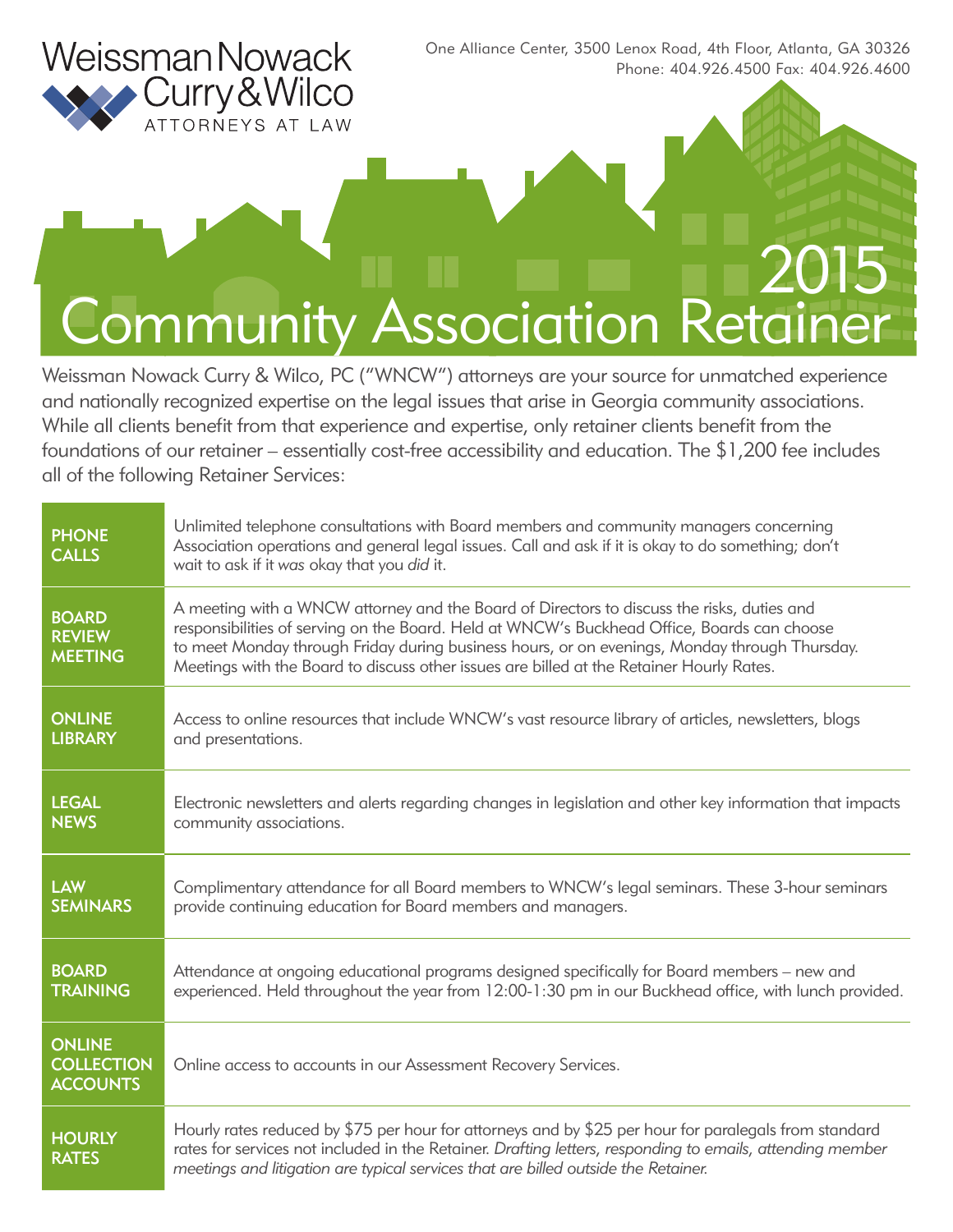Weissman Nowack Curry & Wilco
ATTORNEYS AT LAW

One Alliance Center, 3500 Lenox Road, 4th Floor, Atlanta, GA 30326
Phone: 404.926.4500 Fax: 404.926.4600

# 2015 Community Association Retainer

Weissman Nowack Curry & Wilco, PC ("WNCW") attorneys are your source for unmatched experience and nationally recognized expertise on the legal issues that arise in Georgia community associations. While all clients benefit from that experience and expertise, only retainer clients benefit from the foundations of our retainer – essentially cost-free accessibility and education. The $1,200 fee includes all of the following Retainer Services:

| Service | Description |
|---|---|
| **PHONE CALLS** | Unlimited telephone consultations with Board members and community managers concerning Association operations and general legal issues. Call and ask if it is okay to do something; don't wait to ask if it *was* okay that you *did* it. |
| **BOARD REVIEW MEETING** | A meeting with a WNCW attorney and the Board of Directors to discuss the risks, duties and responsibilities of serving on the Board. Held at WNCW's Buckhead Office, Boards can choose to meet Monday through Friday during business hours, or on evenings, Monday through Thursday. Meetings with the Board to discuss other issues are billed at the Retainer Hourly Rates. |
| **ONLINE LIBRARY** | Access to online resources that include WNCW's vast resource library of articles, newsletters, blogs and presentations. |
| **LEGAL NEWS** | Electronic newsletters and alerts regarding changes in legislation and other key information that impacts community associations. |
| **LAW SEMINARS** | Complimentary attendance for all Board members to WNCW's legal seminars. These 3-hour seminars provide continuing education for Board members and managers. |
| **BOARD TRAINING** | Attendance at ongoing educational programs designed specifically for Board members – new and experienced. Held throughout the year from 12:00-1:30 pm in our Buckhead office, with lunch provided. |
| **ONLINE COLLECTION ACCOUNTS** | Online access to accounts in our Assessment Recovery Services. |
| **HOURLY RATES** | Hourly rates reduced by $75 per hour for attorneys and by $25 per hour for paralegals from standard rates for services not included in the Retainer. *Drafting letters, responding to emails, attending member meetings and litigation are typical services that are billed outside the Retainer.* |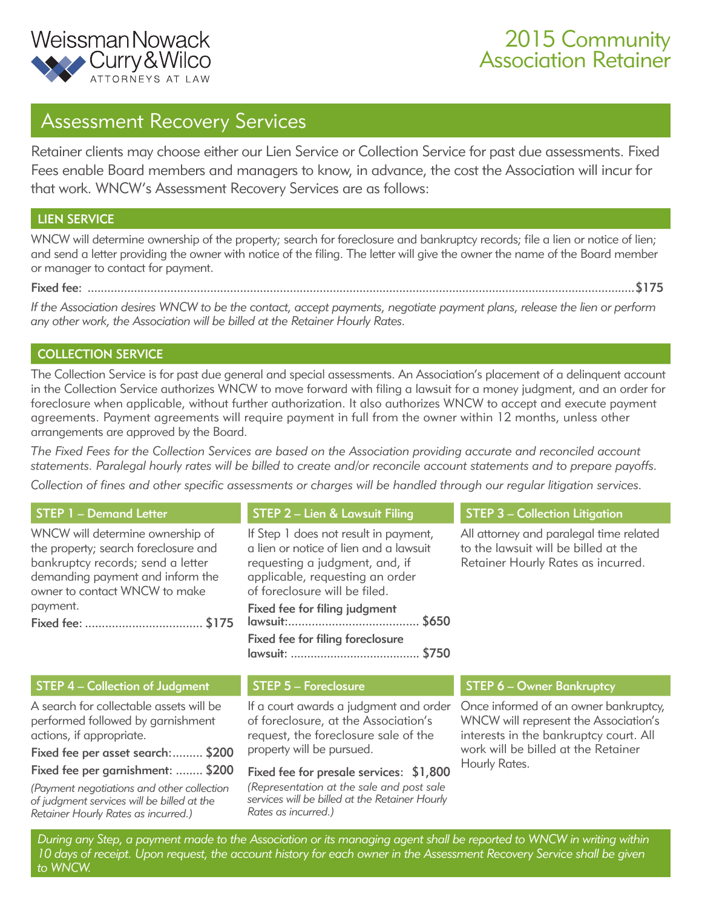Weissman Nowack Curry & Wilco
ATTORNEYS AT LAW

# 2015 Community Association Retainer

## Assessment Recovery Services

Retainer clients may choose either our Lien Service or Collection Service for past due assessments. Fixed Fees enable Board members and managers to know, in advance, the cost the Association will incur for that work. WNCW's Assessment Recovery Services are as follows:

### LIEN SERVICE

WNCW will determine ownership of the property; search for foreclosure and bankruptcy records; file a lien or notice of lien; and send a letter providing the owner with notice of the filing. The letter will give the owner the name of the Board member or manager to contact for payment.

**Fixed fee:** ........................................................................ **$175**

*If the Association desires WNCW to be the contact, accept payments, negotiate payment plans, release the lien or perform any other work, the Association will be billed at the Retainer Hourly Rates.*

### COLLECTION SERVICE

The Collection Service is for past due general and special assessments. An Association's placement of a delinquent account in the Collection Service authorizes WNCW to move forward with filing a lawsuit for a money judgment, and an order for foreclosure when applicable, without further authorization. It also authorizes WNCW to accept and execute payment agreements. Payment agreements will require payment in full from the owner within 12 months, unless other arrangements are approved by the Board.

*The Fixed Fees for the Collection Services are based on the Association providing accurate and reconciled account statements. Paralegal hourly rates will be billed to create and/or reconcile account statements and to prepare payoffs.*

*Collection of fines and other specific assessments or charges will be handled through our regular litigation services.*

#### STEP 1 – Demand Letter

WNCW will determine ownership of the property; search foreclosure and bankruptcy records; send a letter demanding payment and inform the owner to contact WNCW to make payment.

**Fixed fee:** .................................. **$175**

#### STEP 2 – Lien & Lawsuit Filing

If Step 1 does not result in payment, a lien or notice of lien and a lawsuit requesting a judgment, and, if applicable, requesting an order of foreclosure will be filed.

**Fixed fee for filing judgment lawsuit:**...................................... **$650**

**Fixed fee for filing foreclosure lawsuit:** ...................................... **$750**

#### STEP 3 – Collection Litigation

All attorney and paralegal time related to the lawsuit will be billed at the Retainer Hourly Rates as incurred.

#### STEP 4 – Collection of Judgment

A search for collectable assets will be performed followed by garnishment actions, if appropriate.

**Fixed fee per asset search:**......... **$200**

**Fixed fee per garnishment:** ........ **$200**

*(Payment negotiations and other collection of judgment services will be billed at the Retainer Hourly Rates as incurred.)*

#### STEP 5 – Foreclosure

If a court awards a judgment and order of foreclosure, at the Association's request, the foreclosure sale of the property will be pursued.

**Fixed fee for presale services: $1,800**

*(Representation at the sale and post sale services will be billed at the Retainer Hourly Rates as incurred.)*

#### STEP 6 – Owner Bankruptcy

Once informed of an owner bankruptcy, WNCW will represent the Association's interests in the bankruptcy court. All work will be billed at the Retainer Hourly Rates.

*During any Step, a payment made to the Association or its managing agent shall be reported to WNCW in writing within 10 days of receipt. Upon request, the account history for each owner in the Assessment Recovery Service shall be given to WNCW.*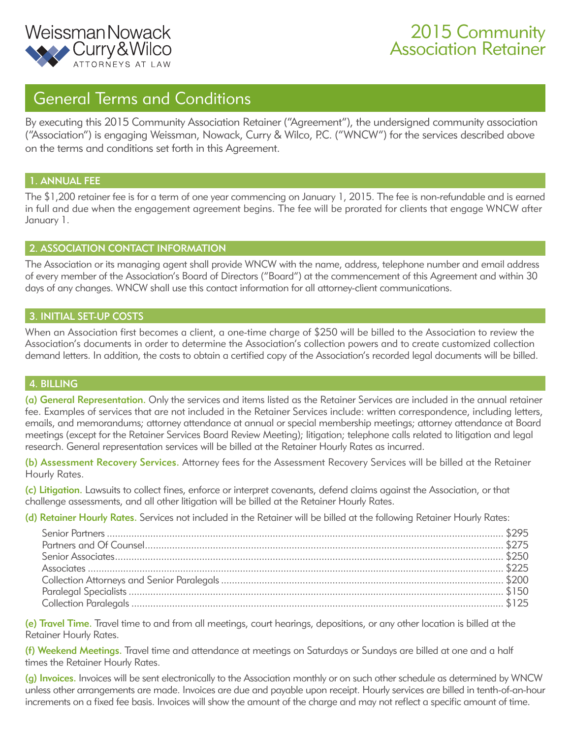Weissman Nowack Curry & Wilco
ATTORNEYS AT LAW

# 2015 Community Association Retainer

## General Terms and Conditions

By executing this 2015 Community Association Retainer ("Agreement"), the undersigned community association ("Association") is engaging Weissman, Nowack, Curry & Wilco, P.C. ("WNCW") for the services described above on the terms and conditions set forth in this Agreement.

### 1. ANNUAL FEE

The $1,200 retainer fee is for a term of one year commencing on January 1, 2015. The fee is non-refundable and is earned in full and due when the engagement agreement begins. The fee will be prorated for clients that engage WNCW after January 1.

### 2. ASSOCIATION CONTACT INFORMATION

The Association or its managing agent shall provide WNCW with the name, address, telephone number and email address of every member of the Association's Board of Directors ("Board") at the commencement of this Agreement and within 30 days of any changes. WNCW shall use this contact information for all attorney-client communications.

### 3. INITIAL SET-UP COSTS

When an Association first becomes a client, a one-time charge of $250 will be billed to the Association to review the Association's documents in order to determine the Association's collection powers and to create customized collection demand letters. In addition, the costs to obtain a certified copy of the Association's recorded legal documents will be billed.

### 4. BILLING

**(a) General Representation.** Only the services and items listed as the Retainer Services are included in the annual retainer fee. Examples of services that are not included in the Retainer Services include: written correspondence, including letters, emails, and memorandums; attorney attendance at annual or special membership meetings; attorney attendance at Board meetings (except for the Retainer Services Board Review Meeting); litigation; telephone calls related to litigation and legal research. General representation services will be billed at the Retainer Hourly Rates as incurred.

**(b) Assessment Recovery Services.** Attorney fees for the Assessment Recovery Services will be billed at the Retainer Hourly Rates.

**(c) Litigation.** Lawsuits to collect fines, enforce or interpret covenants, defend claims against the Association, or that challenge assessments, and all other litigation will be billed at the Retainer Hourly Rates.

**(d) Retainer Hourly Rates.** Services not included in the Retainer will be billed at the following Retainer Hourly Rates:

| Position | Rate |
|---|---|
| Senior Partners | $295 |
| Partners and Of Counsel | $275 |
| Senior Associates | $250 |
| Associates | $225 |
| Collection Attorneys and Senior Paralegals | $200 |
| Paralegal Specialists | $150 |
| Collection Paralegals | $125 |

**(e) Travel Time.** Travel time to and from all meetings, court hearings, depositions, or any other location is billed at the Retainer Hourly Rates.

**(f) Weekend Meetings.** Travel time and attendance at meetings on Saturdays or Sundays are billed at one and a half times the Retainer Hourly Rates.

**(g) Invoices.** Invoices will be sent electronically to the Association monthly or on such other schedule as determined by WNCW unless other arrangements are made. Invoices are due and payable upon receipt. Hourly services are billed in tenth-of-an-hour increments on a fixed fee basis. Invoices will show the amount of the charge and may not reflect a specific amount of time.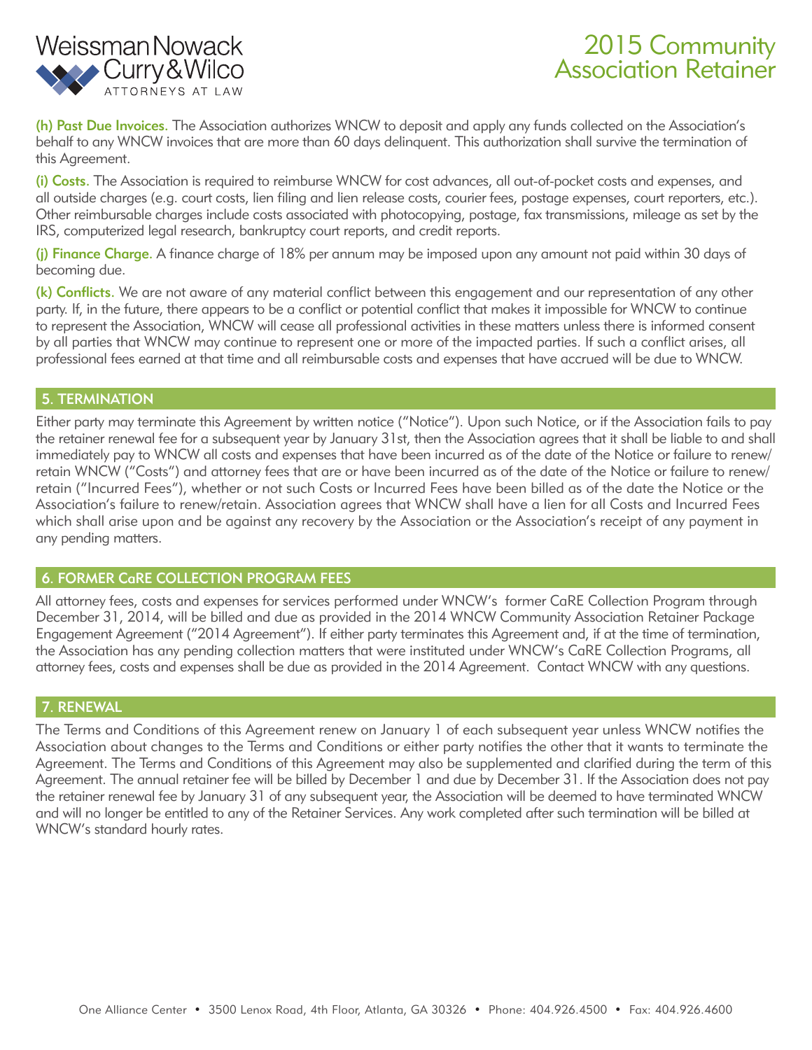**(h) Past Due Invoices.** The Association authorizes WNCW to deposit and apply any funds collected on the Association's behalf to any WNCW invoices that are more than 60 days delinquent. This authorization shall survive the termination of this Agreement.

**(i) Costs.** The Association is required to reimburse WNCW for cost advances, all out-of-pocket costs and expenses, and all outside charges (e.g. court costs, lien filing and lien release costs, courier fees, postage expenses, court reporters, etc.). Other reimbursable charges include costs associated with photocopying, postage, fax transmissions, mileage as set by the IRS, computerized legal research, bankruptcy court reports, and credit reports.

**(j) Finance Charge.** A finance charge of 18% per annum may be imposed upon any amount not paid within 30 days of becoming due.

**(k) Conflicts.** We are not aware of any material conflict between this engagement and our representation of any other party. If, in the future, there appears to be a conflict or potential conflict that makes it impossible for WNCW to continue to represent the Association, WNCW will cease all professional activities in these matters unless there is informed consent by all parties that WNCW may continue to represent one or more of the impacted parties. If such a conflict arises, all professional fees earned at that time and all reimbursable costs and expenses that have accrued will be due to WNCW.

## 5. TERMINATION

Either party may terminate this Agreement by written notice ("Notice"). Upon such Notice, or if the Association fails to pay the retainer renewal fee for a subsequent year by January 31st, then the Association agrees that it shall be liable to and shall immediately pay to WNCW all costs and expenses that have been incurred as of the date of the Notice or failure to renew/retain WNCW ("Costs") and attorney fees that are or have been incurred as of the date of the Notice or failure to renew/retain ("Incurred Fees"), whether or not such Costs or Incurred Fees have been billed as of the date the Notice or the Association's failure to renew/retain. Association agrees that WNCW shall have a lien for all Costs and Incurred Fees which shall arise upon and be against any recovery by the Association or the Association's receipt of any payment in any pending matters.

## 6. FORMER CaRE COLLECTION PROGRAM FEES

All attorney fees, costs and expenses for services performed under WNCW's former CaRE Collection Program through December 31, 2014, will be billed and due as provided in the 2014 WNCW Community Association Retainer Package Engagement Agreement ("2014 Agreement"). If either party terminates this Agreement and, if at the time of termination, the Association has any pending collection matters that were instituted under WNCW's CaRE Collection Programs, all attorney fees, costs and expenses shall be due as provided in the 2014 Agreement. Contact WNCW with any questions.

## 7. RENEWAL

The Terms and Conditions of this Agreement renew on January 1 of each subsequent year unless WNCW notifies the Association about changes to the Terms and Conditions or either party notifies the other that it wants to terminate the Agreement. The Terms and Conditions of this Agreement may also be supplemented and clarified during the term of this Agreement. The annual retainer fee will be billed by December 1 and due by December 31. If the Association does not pay the retainer renewal fee by January 31 of any subsequent year, the Association will be deemed to have terminated WNCW and will no longer be entitled to any of the Retainer Services. Any work completed after such termination will be billed at WNCW's standard hourly rates.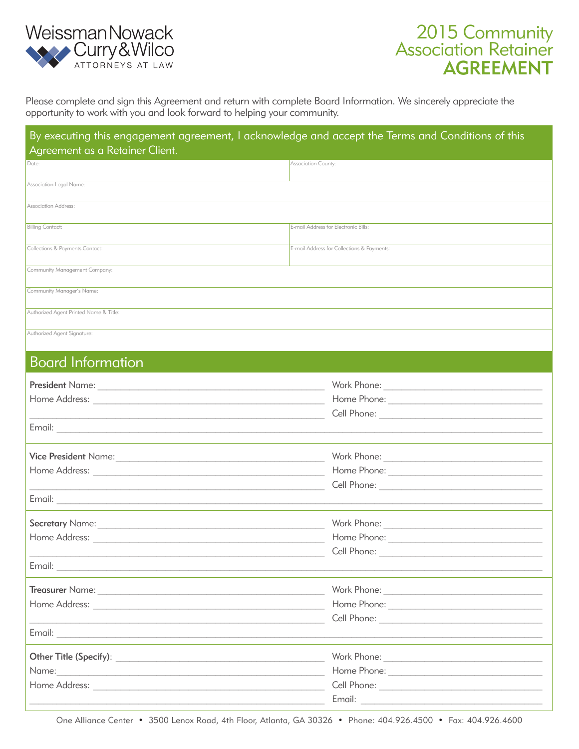Weissman Nowack Curry & Wilco
ATTORNEYS AT LAW

# 2015 Community Association Retainer AGREEMENT

Please complete and sign this Agreement and return with complete Board Information. We sincerely appreciate the opportunity to work with you and look forward to helping your community.

**By executing this engagement agreement, I acknowledge and accept the Terms and Conditions of this Agreement as a Retainer Client.**

| | |
|---|---|
| Date: | Association County: |
| Association Legal Name: | |
| Association Address: | |
| Billing Contact: | E-mail Address for Electronic Bills: |
| Collections & Payments Contact: | E-mail Address for Collections & Payments: |
| Community Management Company: | |
| Community Manager's Name: | |
| Authorized Agent Printed Name & Title: | |
| Authorized Agent Signature: | |

## Board Information

**President** Name: ______________________ Work Phone: ______________________
Home Address: ______________________ Home Phone: ______________________
______________________ Cell Phone: ______________________
Email: ______________________

**Vice President** Name: ______________________ Work Phone: ______________________
Home Address: ______________________ Home Phone: ______________________
______________________ Cell Phone: ______________________
Email: ______________________

**Secretary** Name: ______________________ Work Phone: ______________________
Home Address: ______________________ Home Phone: ______________________
______________________ Cell Phone: ______________________
Email: ______________________

**Treasurer** Name: ______________________ Work Phone: ______________________
Home Address: ______________________ Home Phone: ______________________
______________________ Cell Phone: ______________________
Email: ______________________

**Other Title (Specify)**: ______________________ Work Phone: ______________________
Name: ______________________ Home Phone: ______________________
Home Address: ______________________ Cell Phone: ______________________
______________________ Email: ______________________

One Alliance Center • 3500 Lenox Road, 4th Floor, Atlanta, GA 30326 • Phone: 404.926.4500 • Fax: 404.926.4600